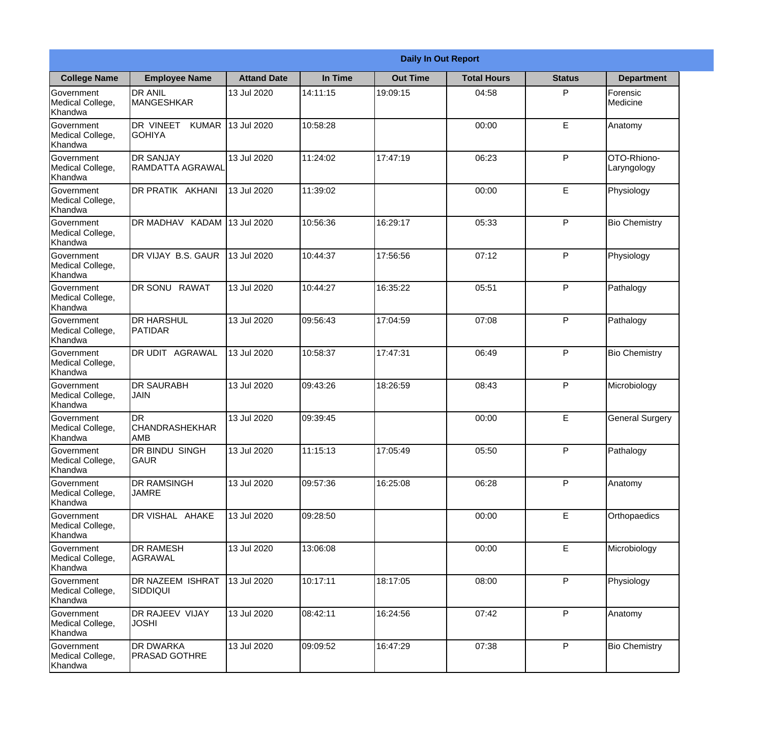**Daily In Out Report**

| College Name | Employee Name | Attand Date | In Time | Out Time | Total Hours | Status | Department |
|---|---|---|---|---|---|---|---|
| Government Medical College, Khandwa | DR ANIL MANGESHKAR | 13 Jul 2020 | 14:11:15 | 19:09:15 | 04:58 | P | Forensic Medicine |
| Government Medical College, Khandwa | DR VINEET KUMAR GOHIYA | 13 Jul 2020 | 10:58:28 | | 00:00 | E | Anatomy |
| Government Medical College, Khandwa | DR SANJAY RAMDATTA AGRAWAL | 13 Jul 2020 | 11:24:02 | 17:47:19 | 06:23 | P | OTO-Rhiono-Laryngology |
| Government Medical College, Khandwa | DR PRATIK AKHANI | 13 Jul 2020 | 11:39:02 | | 00:00 | E | Physiology |
| Government Medical College, Khandwa | DR MADHAV KADAM | 13 Jul 2020 | 10:56:36 | 16:29:17 | 05:33 | P | Bio Chemistry |
| Government Medical College, Khandwa | DR VIJAY B.S. GAUR | 13 Jul 2020 | 10:44:37 | 17:56:56 | 07:12 | P | Physiology |
| Government Medical College, Khandwa | DR SONU RAWAT | 13 Jul 2020 | 10:44:27 | 16:35:22 | 05:51 | P | Pathalogy |
| Government Medical College, Khandwa | DR HARSHUL PATIDAR | 13 Jul 2020 | 09:56:43 | 17:04:59 | 07:08 | P | Pathalogy |
| Government Medical College, Khandwa | DR UDIT AGRAWAL | 13 Jul 2020 | 10:58:37 | 17:47:31 | 06:49 | P | Bio Chemistry |
| Government Medical College, Khandwa | DR SAURABH JAIN | 13 Jul 2020 | 09:43:26 | 18:26:59 | 08:43 | P | Microbiology |
| Government Medical College, Khandwa | DR CHANDRASHEKHAR AMB | 13 Jul 2020 | 09:39:45 | | 00:00 | E | General Surgery |
| Government Medical College, Khandwa | DR BINDU SINGH GAUR | 13 Jul 2020 | 11:15:13 | 17:05:49 | 05:50 | P | Pathalogy |
| Government Medical College, Khandwa | DR RAMSINGH JAMRE | 13 Jul 2020 | 09:57:36 | 16:25:08 | 06:28 | P | Anatomy |
| Government Medical College, Khandwa | DR VISHAL AHAKE | 13 Jul 2020 | 09:28:50 | | 00:00 | E | Orthopaedics |
| Government Medical College, Khandwa | DR RAMESH AGRAWAL | 13 Jul 2020 | 13:06:08 | | 00:00 | E | Microbiology |
| Government Medical College, Khandwa | DR NAZEEM ISHRAT SIDDIQUI | 13 Jul 2020 | 10:17:11 | 18:17:05 | 08:00 | P | Physiology |
| Government Medical College, Khandwa | DR RAJEEV VIJAY JOSHI | 13 Jul 2020 | 08:42:11 | 16:24:56 | 07:42 | P | Anatomy |
| Government Medical College, Khandwa | DR DWARKA PRASAD GOTHRE | 13 Jul 2020 | 09:09:52 | 16:47:29 | 07:38 | P | Bio Chemistry |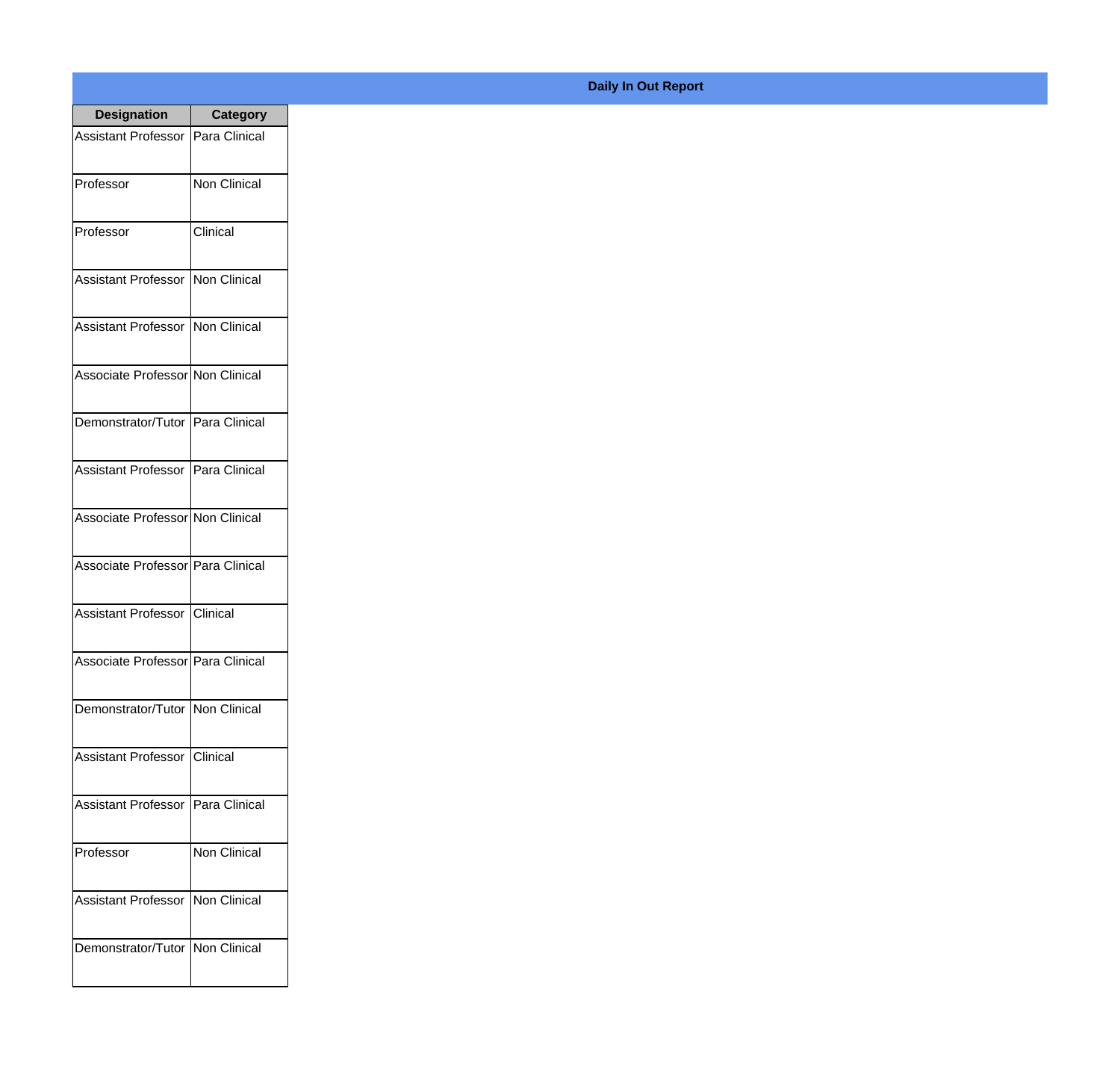**Daily In Out Report**

| Designation | Category |
|---|---|
| Assistant Professor | Para Clinical |
| Professor | Non Clinical |
| Professor | Clinical |
| Assistant Professor | Non Clinical |
| Assistant Professor | Non Clinical |
| Associate Professor | Non Clinical |
| Demonstrator/Tutor | Para Clinical |
| Assistant Professor | Para Clinical |
| Associate Professor | Non Clinical |
| Associate Professor | Para Clinical |
| Assistant Professor | Clinical |
| Associate Professor | Para Clinical |
| Demonstrator/Tutor | Non Clinical |
| Assistant Professor | Clinical |
| Assistant Professor | Para Clinical |
| Professor | Non Clinical |
| Assistant Professor | Non Clinical |
| Demonstrator/Tutor | Non Clinical |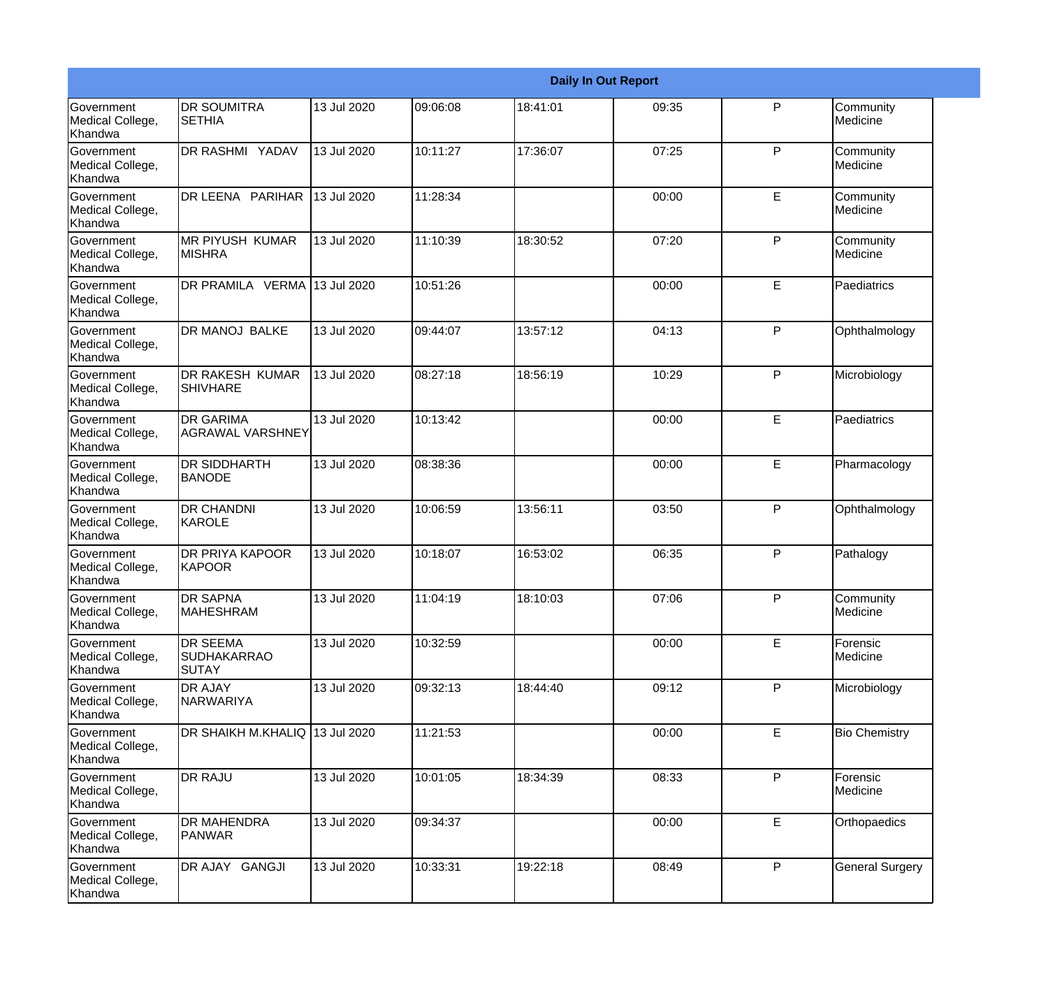| Daily In Out Report | | | | | | | |
|---|---|---|---|---|---|---|---|
| Government Medical College, Khandwa | DR SOUMITRA SETHIA | 13 Jul 2020 | 09:06:08 | 18:41:01 | 09:35 | P | Community Medicine |
| Government Medical College, Khandwa | DR RASHMI YADAV | 13 Jul 2020 | 10:11:27 | 17:36:07 | 07:25 | P | Community Medicine |
| Government Medical College, Khandwa | DR LEENA PARIHAR | 13 Jul 2020 | 11:28:34 | | 00:00 | E | Community Medicine |
| Government Medical College, Khandwa | MR PIYUSH KUMAR MISHRA | 13 Jul 2020 | 11:10:39 | 18:30:52 | 07:20 | P | Community Medicine |
| Government Medical College, Khandwa | DR PRAMILA VERMA | 13 Jul 2020 | 10:51:26 | | 00:00 | E | Paediatrics |
| Government Medical College, Khandwa | DR MANOJ BALKE | 13 Jul 2020 | 09:44:07 | 13:57:12 | 04:13 | P | Ophthalmology |
| Government Medical College, Khandwa | DR RAKESH KUMAR SHIVHARE | 13 Jul 2020 | 08:27:18 | 18:56:19 | 10:29 | P | Microbiology |
| Government Medical College, Khandwa | DR GARIMA AGRAWAL VARSHNEY | 13 Jul 2020 | 10:13:42 | | 00:00 | E | Paediatrics |
| Government Medical College, Khandwa | DR SIDDHARTH BANODE | 13 Jul 2020 | 08:38:36 | | 00:00 | E | Pharmacology |
| Government Medical College, Khandwa | DR CHANDNI KAROLE | 13 Jul 2020 | 10:06:59 | 13:56:11 | 03:50 | P | Ophthalmology |
| Government Medical College, Khandwa | DR PRIYA KAPOOR KAPOOR | 13 Jul 2020 | 10:18:07 | 16:53:02 | 06:35 | P | Pathalogy |
| Government Medical College, Khandwa | DR SAPNA MAHESHRAM | 13 Jul 2020 | 11:04:19 | 18:10:03 | 07:06 | P | Community Medicine |
| Government Medical College, Khandwa | DR SEEMA SUDHAKARRAO SUTAY | 13 Jul 2020 | 10:32:59 | | 00:00 | E | Forensic Medicine |
| Government Medical College, Khandwa | DR AJAY NARWARIYA | 13 Jul 2020 | 09:32:13 | 18:44:40 | 09:12 | P | Microbiology |
| Government Medical College, Khandwa | DR SHAIKH M.KHALIQ | 13 Jul 2020 | 11:21:53 | | 00:00 | E | Bio Chemistry |
| Government Medical College, Khandwa | DR RAJU | 13 Jul 2020 | 10:01:05 | 18:34:39 | 08:33 | P | Forensic Medicine |
| Government Medical College, Khandwa | DR MAHENDRA PANWAR | 13 Jul 2020 | 09:34:37 | | 00:00 | E | Orthopaedics |
| Government Medical College, Khandwa | DR AJAY GANGJI | 13 Jul 2020 | 10:33:31 | 19:22:18 | 08:49 | P | General Surgery |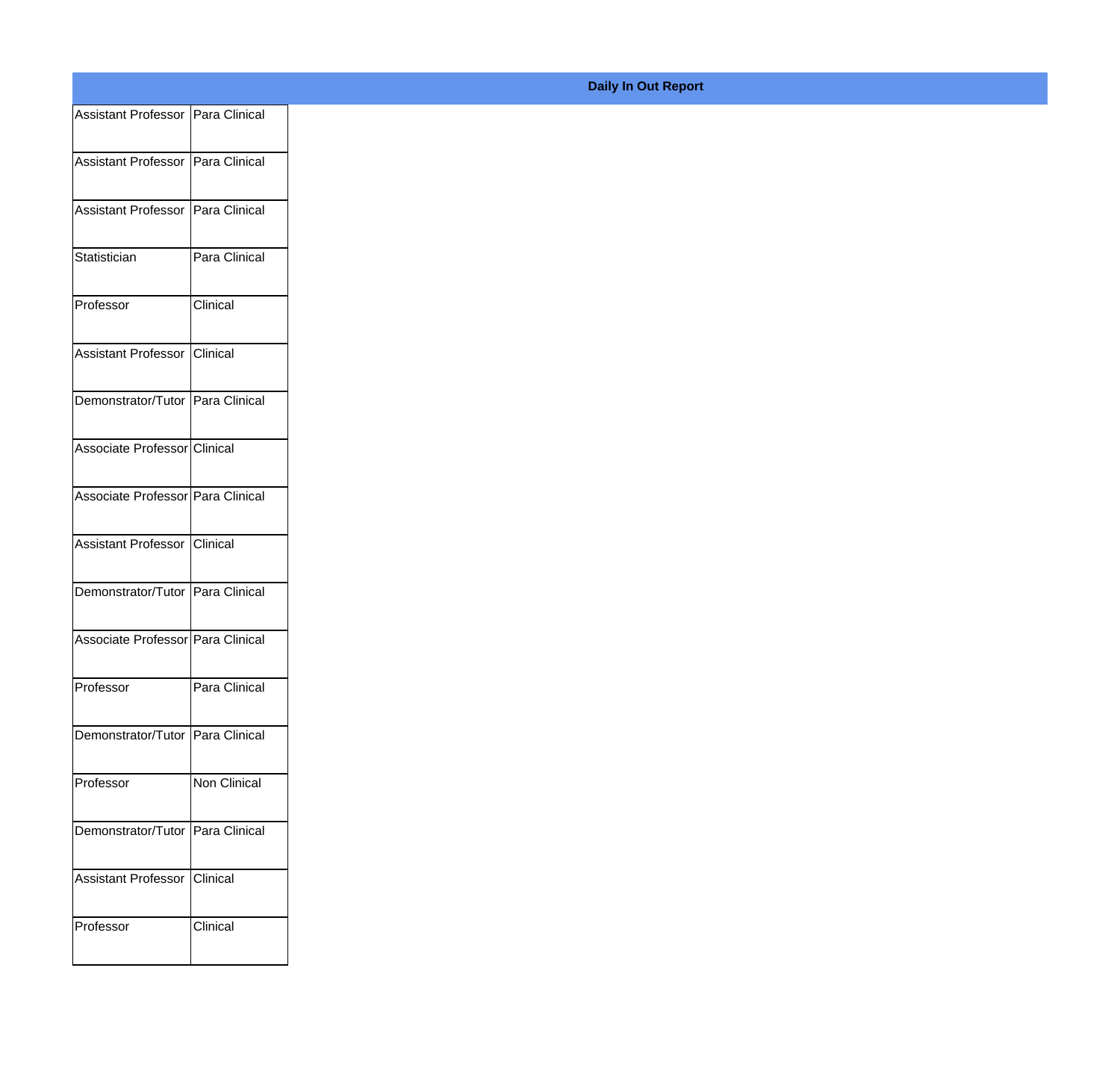**Daily In Out Report**

| | |
|---|---|
| Assistant Professor | Para Clinical |
| Assistant Professor | Para Clinical |
| Assistant Professor | Para Clinical |
| Statistician | Para Clinical |
| Professor | Clinical |
| Assistant Professor | Clinical |
| Demonstrator/Tutor | Para Clinical |
| Associate Professor | Clinical |
| Associate Professor | Para Clinical |
| Assistant Professor | Clinical |
| Demonstrator/Tutor | Para Clinical |
| Associate Professor | Para Clinical |
| Professor | Para Clinical |
| Demonstrator/Tutor | Para Clinical |
| Professor | Non Clinical |
| Demonstrator/Tutor | Para Clinical |
| Assistant Professor | Clinical |
| Professor | Clinical |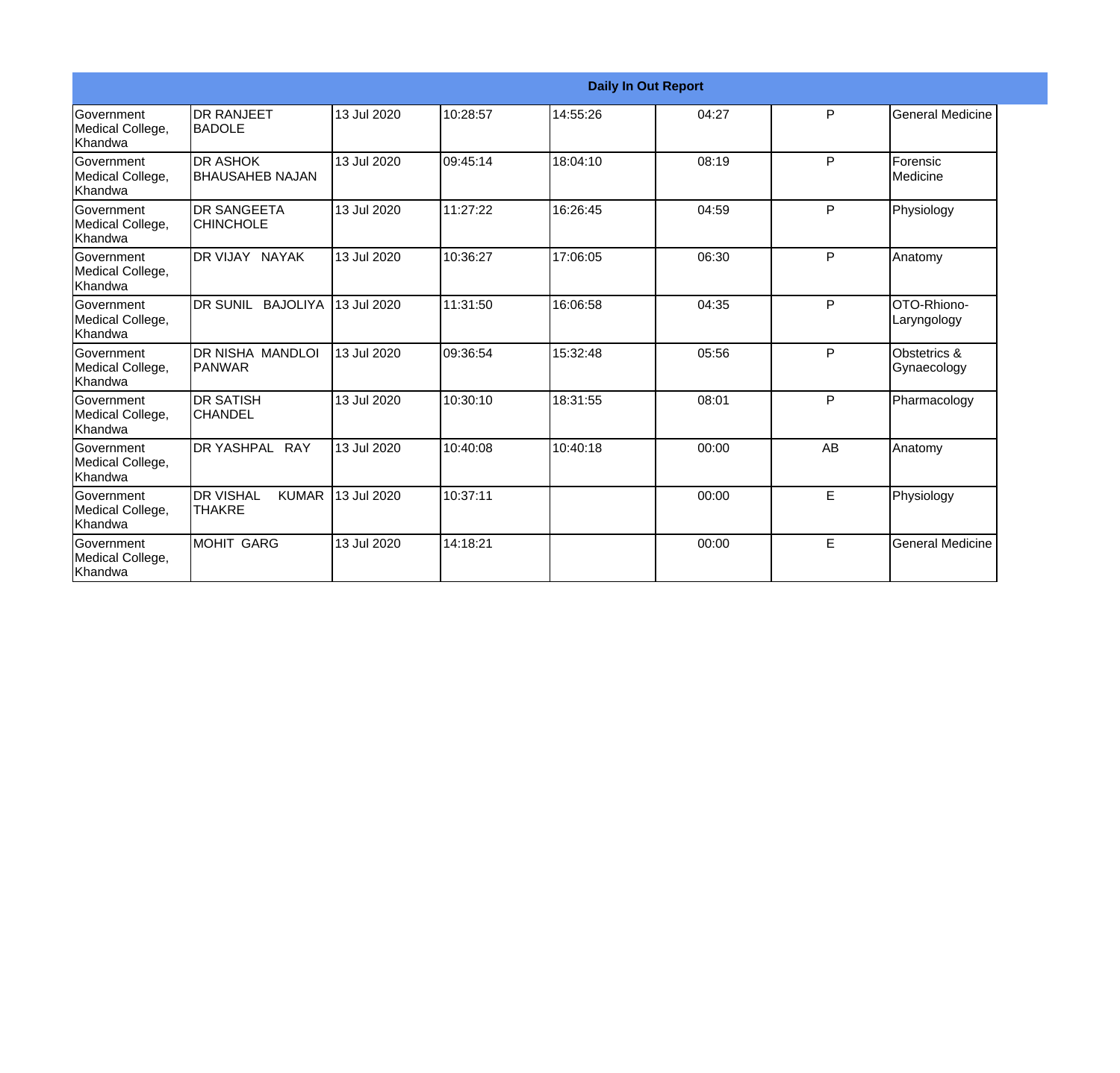| Daily In Out Report | | | | | | | |
|---|---|---|---|---|---|---|---|
| Government Medical College, Khandwa | DR RANJEET BADOLE | 13 Jul 2020 | 10:28:57 | 14:55:26 | 04:27 | P | General Medicine |
| Government Medical College, Khandwa | DR ASHOK BHAUSAHEB NAJAN | 13 Jul 2020 | 09:45:14 | 18:04:10 | 08:19 | P | Forensic Medicine |
| Government Medical College, Khandwa | DR SANGEETA CHINCHOLE | 13 Jul 2020 | 11:27:22 | 16:26:45 | 04:59 | P | Physiology |
| Government Medical College, Khandwa | DR VIJAY NAYAK | 13 Jul 2020 | 10:36:27 | 17:06:05 | 06:30 | P | Anatomy |
| Government Medical College, Khandwa | DR SUNIL BAJOLIYA | 13 Jul 2020 | 11:31:50 | 16:06:58 | 04:35 | P | OTO-Rhiono-Laryngology |
| Government Medical College, Khandwa | DR NISHA MANDLOI PANWAR | 13 Jul 2020 | 09:36:54 | 15:32:48 | 05:56 | P | Obstetrics & Gynaecology |
| Government Medical College, Khandwa | DR SATISH CHANDEL | 13 Jul 2020 | 10:30:10 | 18:31:55 | 08:01 | P | Pharmacology |
| Government Medical College, Khandwa | DR YASHPAL RAY | 13 Jul 2020 | 10:40:08 | 10:40:18 | 00:00 | AB | Anatomy |
| Government Medical College, Khandwa | DR VISHAL KUMAR THAKRE | 13 Jul 2020 | 10:37:11 | | 00:00 | E | Physiology |
| Government Medical College, Khandwa | MOHIT GARG | 13 Jul 2020 | 14:18:21 | | 00:00 | E | General Medicine |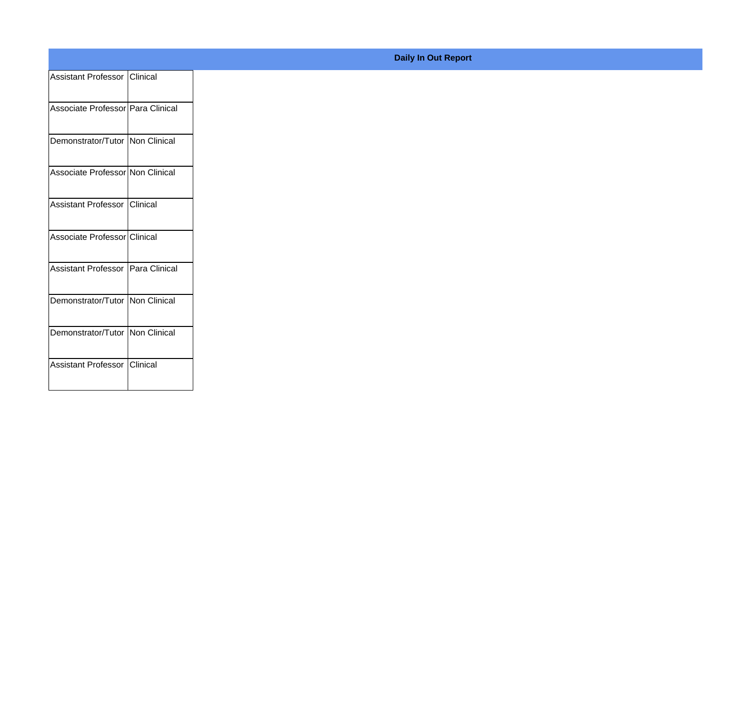**Daily In Out Report**

| | |
|---|---|
| Assistant Professor | Clinical |
| Associate Professor | Para Clinical |
| Demonstrator/Tutor | Non Clinical |
| Associate Professor | Non Clinical |
| Assistant Professor | Clinical |
| Associate Professor | Clinical |
| Assistant Professor | Para Clinical |
| Demonstrator/Tutor | Non Clinical |
| Demonstrator/Tutor | Non Clinical |
| Assistant Professor | Clinical |